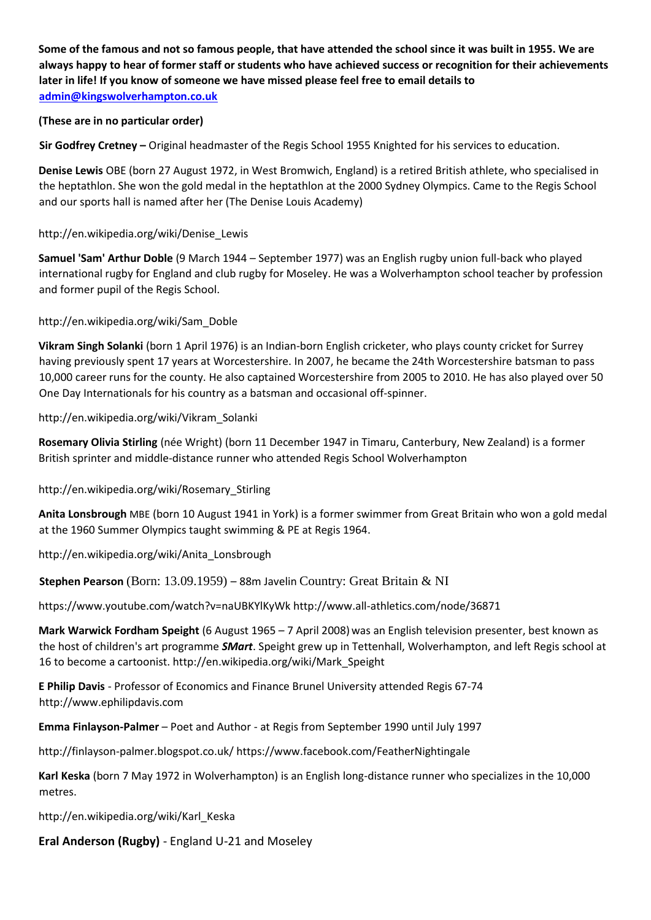**Some of the famous and not so famous people, that have attended the school since it was built in 1955. We are always happy to hear of former staff or students who have achieved success or recognition for their achievements later in life! If you know of someone we have missed please feel free to email details to [admin@kingswolverhampton.co.uk](mailto:admin@kingswolverhampton.co.uk)**

**(These are in no particular order)**

**Sir Godfrey Cretney –** Original headmaster of the Regis School 1955 Knighted for his services to education.

**Denise Lewis** OBE (born 27 August 1972, in West Bromwich, England) is a retired British athlete, who specialised in the heptathlon. She won the gold medal in the heptathlon at the 2000 Sydney Olympics. Came to the Regis School and our sports hall is named after her (The Denise Louis Academy)

http://en.wikipedia.org/wiki/Denise_Lewis

**Samuel 'Sam' Arthur Doble** (9 March 1944 – September 1977) was an English rugby union full-back who played international rugby for England and club rugby for Moseley. He was a Wolverhampton school teacher by profession and former pupil of the Regis School.

http://en.wikipedia.org/wiki/Sam_Doble

**Vikram Singh Solanki** (born 1 April 1976) is an Indian-born English cricketer, who plays county cricket for Surrey having previously spent 17 years at Worcestershire. In 2007, he became the 24th Worcestershire batsman to pass 10,000 career runs for the county. He also captained Worcestershire from 2005 to 2010. He has also played over 50 One Day Internationals for his country as a batsman and occasional off-spinner.

http://en.wikipedia.org/wiki/Vikram_Solanki

**Rosemary Olivia Stirling** (née Wright) (born 11 December 1947 in Timaru, Canterbury, New Zealand) is a former British sprinter and middle-distance runner who attended Regis School Wolverhampton

http://en.wikipedia.org/wiki/Rosemary_Stirling

**Anita Lonsbrough** MBE (born 10 August 1941 in York) is a former swimmer from Great Britain who won a gold medal at the 1960 Summer Olympics taught swimming & PE at Regis 1964.

http://en.wikipedia.org/wiki/Anita_Lonsbrough

**Stephen Pearson** (Born: 13.09.1959) – 88m Javelin Country: Great Britain & NI

https://www.youtube.com/watch?v=naUBKYlKyWk http://www.all-athletics.com/node/36871

**Mark Warwick Fordham Speight** (6 August 1965 – 7 April 2008) was an English television presenter, best known as the host of children's art programme ***SMart***. Speight grew up in Tettenhall, Wolverhampton, and left Regis school at 16 to become a cartoonist. http://en.wikipedia.org/wiki/Mark_Speight

**E Philip Davis** - Professor of Economics and Finance Brunel University attended Regis 67-74 http://www.ephilipdavis.com

**Emma Finlayson-Palmer** – Poet and Author - at Regis from September 1990 until July 1997

http://finlayson-palmer.blogspot.co.uk/ https://www.facebook.com/FeatherNightingale

**Karl Keska** (born 7 May 1972 in Wolverhampton) is an English long-distance runner who specializes in the 10,000 metres.

http://en.wikipedia.org/wiki/Karl_Keska

**Eral Anderson (Rugby)** - England U-21 and Moseley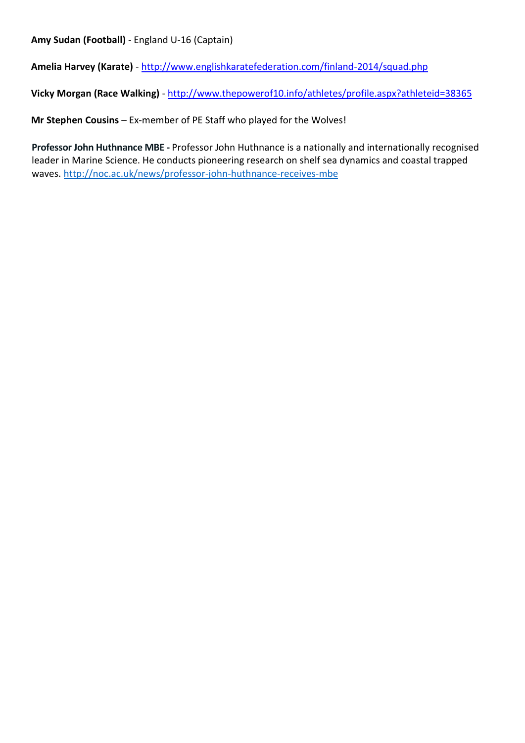**Amy Sudan (Football)** - England U-16 (Captain)

**Amelia Harvey (Karate)** - http://www.englishkaratefederation.com/finland-2014/squad.php

**Vicky Morgan (Race Walking)** - http://www.thepowerof10.info/athletes/profile.aspx?athleteid=38365

**Mr Stephen Cousins** – Ex-member of PE Staff who played for the Wolves!

**Professor John Huthnance MBE -** Professor John Huthnance is a nationally and internationally recognised leader in Marine Science. He conducts pioneering research on shelf sea dynamics and coastal trapped waves. http://noc.ac.uk/news/professor-john-huthnance-receives-mbe